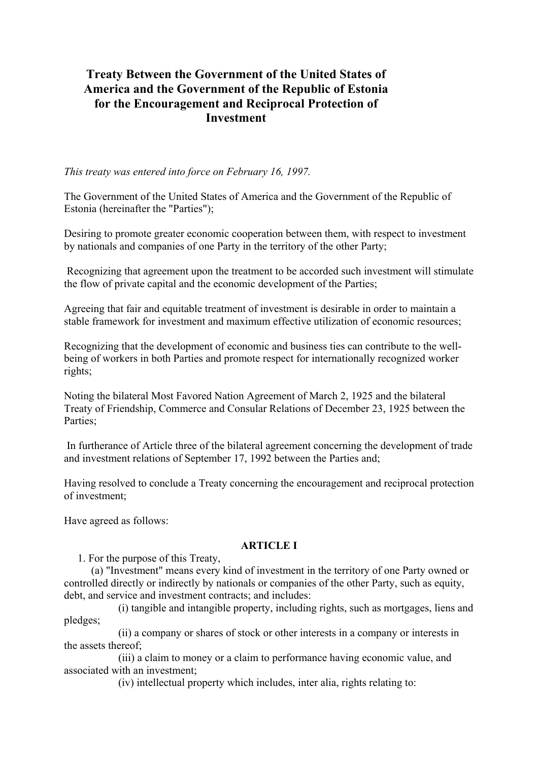# Treaty Between the Government of the United States of America and the Government of the Republic of Estonia for the Encouragement and Reciprocal Protection of Investment

*This treaty was entered into force on February 16, 1997.*

The Government of the United States of America and the Government of the Republic of Estonia (hereinafter the "Parties");

Desiring to promote greater economic cooperation between them, with respect to investment by nationals and companies of one Party in the territory of the other Party;

Recognizing that agreement upon the treatment to be accorded such investment will stimulate the flow of private capital and the economic development of the Parties;

Agreeing that fair and equitable treatment of investment is desirable in order to maintain a stable framework for investment and maximum effective utilization of economic resources;

Recognizing that the development of economic and business ties can contribute to the well-being of workers in both Parties and promote respect for internationally recognized worker rights;

Noting the bilateral Most Favored Nation Agreement of March 2, 1925 and the bilateral Treaty of Friendship, Commerce and Consular Relations of December 23, 1925 between the Parties;

In furtherance of Article three of the bilateral agreement concerning the development of trade and investment relations of September 17, 1992 between the Parties and;

Having resolved to conclude a Treaty concerning the encouragement and reciprocal protection of investment;

Have agreed as follows:

## ARTICLE I

1. For the purpose of this Treaty,

(a) "Investment" means every kind of investment in the territory of one Party owned or controlled directly or indirectly by nationals or companies of the other Party, such as equity, debt, and service and investment contracts; and includes:

(i) tangible and intangible property, including rights, such as mortgages, liens and pledges;

(ii) a company or shares of stock or other interests in a company or interests in the assets thereof;

(iii) a claim to money or a claim to performance having economic value, and associated with an investment;

(iv) intellectual property which includes, inter alia, rights relating to: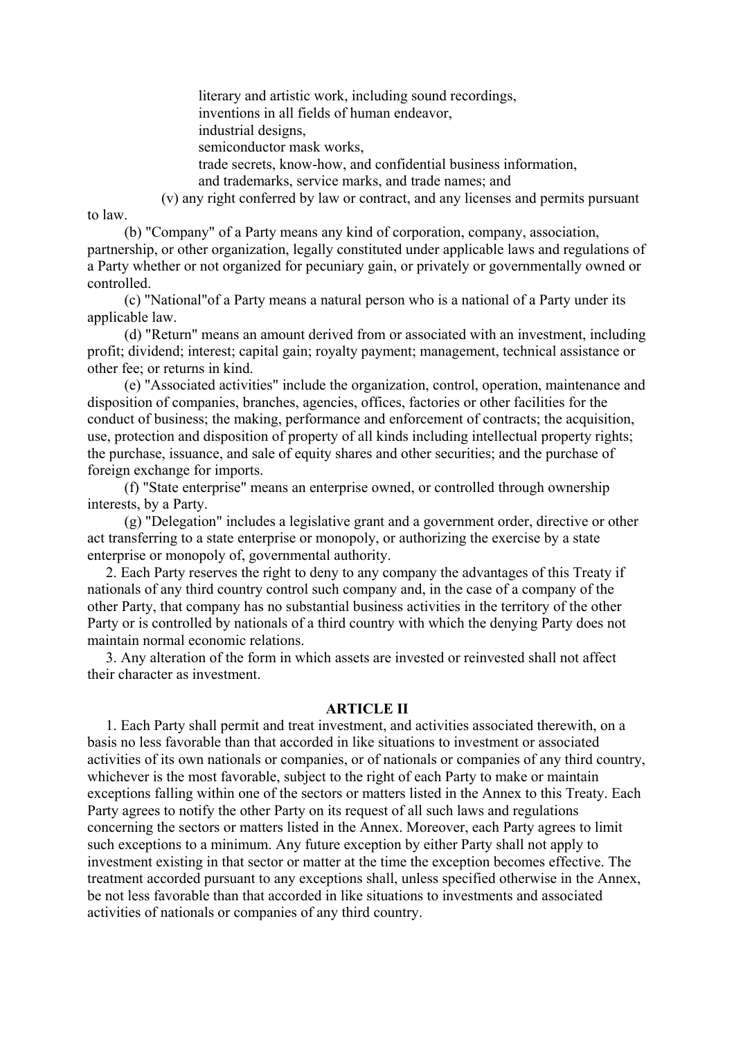literary and artistic work, including sound recordings,
inventions in all fields of human endeavor,
industrial designs,
semiconductor mask works,
trade secrets, know-how, and confidential business information,
and trademarks, service marks, and trade names; and

(v) any right conferred by law or contract, and any licenses and permits pursuant to law.

(b) "Company" of a Party means any kind of corporation, company, association, partnership, or other organization, legally constituted under applicable laws and regulations of a Party whether or not organized for pecuniary gain, or privately or governmentally owned or controlled.

(c) "National"of a Party means a natural person who is a national of a Party under its applicable law.

(d) "Return" means an amount derived from or associated with an investment, including profit; dividend; interest; capital gain; royalty payment; management, technical assistance or other fee; or returns in kind.

(e) "Associated activities" include the organization, control, operation, maintenance and disposition of companies, branches, agencies, offices, factories or other facilities for the conduct of business; the making, performance and enforcement of contracts; the acquisition, use, protection and disposition of property of all kinds including intellectual property rights; the purchase, issuance, and sale of equity shares and other securities; and the purchase of foreign exchange for imports.

(f) "State enterprise" means an enterprise owned, or controlled through ownership interests, by a Party.

(g) "Delegation" includes a legislative grant and a government order, directive or other act transferring to a state enterprise or monopoly, or authorizing the exercise by a state enterprise or monopoly of, governmental authority.

2. Each Party reserves the right to deny to any company the advantages of this Treaty if nationals of any third country control such company and, in the case of a company of the other Party, that company has no substantial business activities in the territory of the other Party or is controlled by nationals of a third country with which the denying Party does not maintain normal economic relations.

3. Any alteration of the form in which assets are invested or reinvested shall not affect their character as investment.

## ARTICLE II

1. Each Party shall permit and treat investment, and activities associated therewith, on a basis no less favorable than that accorded in like situations to investment or associated activities of its own nationals or companies, or of nationals or companies of any third country, whichever is the most favorable, subject to the right of each Party to make or maintain exceptions falling within one of the sectors or matters listed in the Annex to this Treaty. Each Party agrees to notify the other Party on its request of all such laws and regulations concerning the sectors or matters listed in the Annex. Moreover, each Party agrees to limit such exceptions to a minimum. Any future exception by either Party shall not apply to investment existing in that sector or matter at the time the exception becomes effective. The treatment accorded pursuant to any exceptions shall, unless specified otherwise in the Annex, be not less favorable than that accorded in like situations to investments and associated activities of nationals or companies of any third country.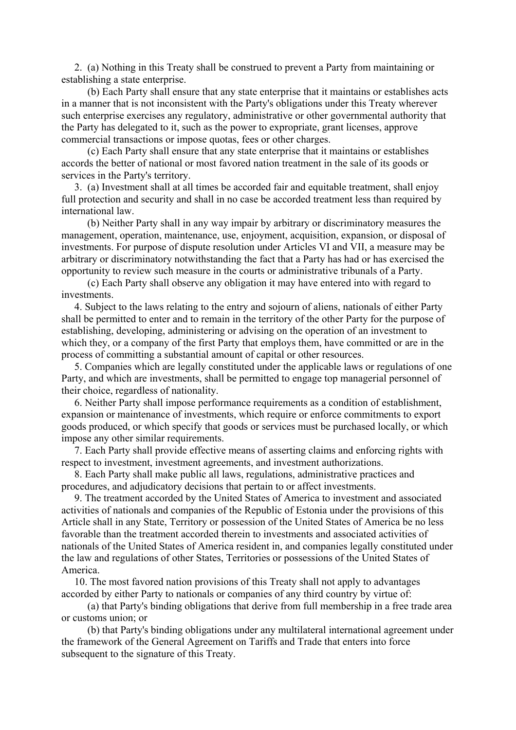2. (a) Nothing in this Treaty shall be construed to prevent a Party from maintaining or establishing a state enterprise.

(b) Each Party shall ensure that any state enterprise that it maintains or establishes acts in a manner that is not inconsistent with the Party's obligations under this Treaty wherever such enterprise exercises any regulatory, administrative or other governmental authority that the Party has delegated to it, such as the power to expropriate, grant licenses, approve commercial transactions or impose quotas, fees or other charges.

(c) Each Party shall ensure that any state enterprise that it maintains or establishes accords the better of national or most favored nation treatment in the sale of its goods or services in the Party's territory.

3. (a) Investment shall at all times be accorded fair and equitable treatment, shall enjoy full protection and security and shall in no case be accorded treatment less than required by international law.

(b) Neither Party shall in any way impair by arbitrary or discriminatory measures the management, operation, maintenance, use, enjoyment, acquisition, expansion, or disposal of investments. For purpose of dispute resolution under Articles VI and VII, a measure may be arbitrary or discriminatory notwithstanding the fact that a Party has had or has exercised the opportunity to review such measure in the courts or administrative tribunals of a Party.

(c) Each Party shall observe any obligation it may have entered into with regard to investments.

4. Subject to the laws relating to the entry and sojourn of aliens, nationals of either Party shall be permitted to enter and to remain in the territory of the other Party for the purpose of establishing, developing, administering or advising on the operation of an investment to which they, or a company of the first Party that employs them, have committed or are in the process of committing a substantial amount of capital or other resources.

5. Companies which are legally constituted under the applicable laws or regulations of one Party, and which are investments, shall be permitted to engage top managerial personnel of their choice, regardless of nationality.

6. Neither Party shall impose performance requirements as a condition of establishment, expansion or maintenance of investments, which require or enforce commitments to export goods produced, or which specify that goods or services must be purchased locally, or which impose any other similar requirements.

7. Each Party shall provide effective means of asserting claims and enforcing rights with respect to investment, investment agreements, and investment authorizations.

8. Each Party shall make public all laws, regulations, administrative practices and procedures, and adjudicatory decisions that pertain to or affect investments.

9. The treatment accorded by the United States of America to investment and associated activities of nationals and companies of the Republic of Estonia under the provisions of this Article shall in any State, Territory or possession of the United States of America be no less favorable than the treatment accorded therein to investments and associated activities of nationals of the United States of America resident in, and companies legally constituted under the law and regulations of other States, Territories or possessions of the United States of America.

10. The most favored nation provisions of this Treaty shall not apply to advantages accorded by either Party to nationals or companies of any third country by virtue of:

(a) that Party's binding obligations that derive from full membership in a free trade area or customs union; or

(b) that Party's binding obligations under any multilateral international agreement under the framework of the General Agreement on Tariffs and Trade that enters into force subsequent to the signature of this Treaty.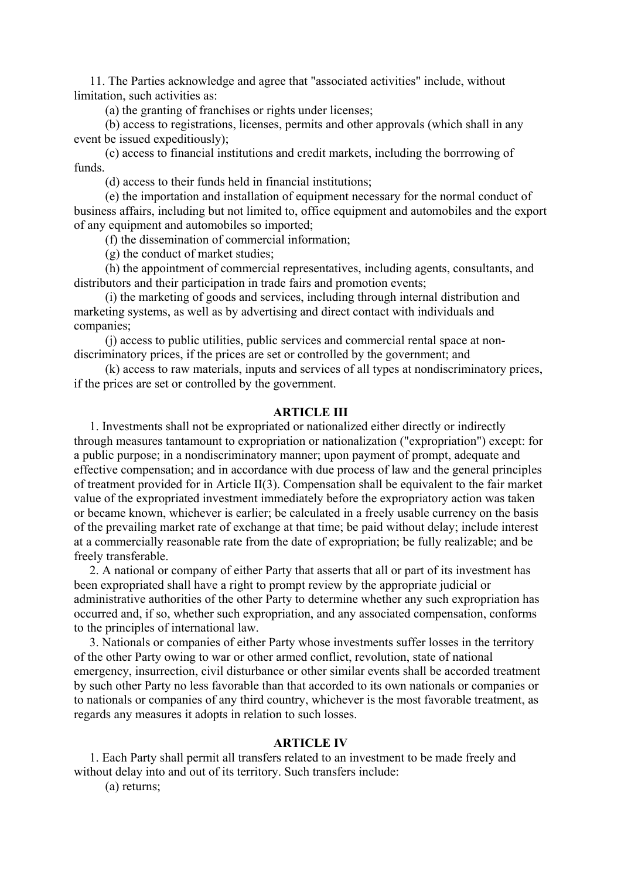11. The Parties acknowledge and agree that "associated activities" include, without limitation, such activities as:

(a) the granting of franchises or rights under licenses;

(b) access to registrations, licenses, permits and other approvals (which shall in any event be issued expeditiously);

(c) access to financial institutions and credit markets, including the borrrowing of funds.

(d) access to their funds held in financial institutions;

(e) the importation and installation of equipment necessary for the normal conduct of business affairs, including but not limited to, office equipment and automobiles and the export of any equipment and automobiles so imported;

(f) the dissemination of commercial information;

(g) the conduct of market studies;

(h) the appointment of commercial representatives, including agents, consultants, and distributors and their participation in trade fairs and promotion events;

(i) the marketing of goods and services, including through internal distribution and marketing systems, as well as by advertising and direct contact with individuals and companies;

(j) access to public utilities, public services and commercial rental space at non-discriminatory prices, if the prices are set or controlled by the government; and

(k) access to raw materials, inputs and services of all types at nondiscriminatory prices, if the prices are set or controlled by the government.

## ARTICLE III

1. Investments shall not be expropriated or nationalized either directly or indirectly through measures tantamount to expropriation or nationalization ("expropriation") except: for a public purpose; in a nondiscriminatory manner; upon payment of prompt, adequate and effective compensation; and in accordance with due process of law and the general principles of treatment provided for in Article II(3). Compensation shall be equivalent to the fair market value of the expropriated investment immediately before the expropriatory action was taken or became known, whichever is earlier; be calculated in a freely usable currency on the basis of the prevailing market rate of exchange at that time; be paid without delay; include interest at a commercially reasonable rate from the date of expropriation; be fully realizable; and be freely transferable.

2. A national or company of either Party that asserts that all or part of its investment has been expropriated shall have a right to prompt review by the appropriate judicial or administrative authorities of the other Party to determine whether any such expropriation has occurred and, if so, whether such expropriation, and any associated compensation, conforms to the principles of international law.

3. Nationals or companies of either Party whose investments suffer losses in the territory of the other Party owing to war or other armed conflict, revolution, state of national emergency, insurrection, civil disturbance or other similar events shall be accorded treatment by such other Party no less favorable than that accorded to its own nationals or companies or to nationals or companies of any third country, whichever is the most favorable treatment, as regards any measures it adopts in relation to such losses.

## ARTICLE IV

1. Each Party shall permit all transfers related to an investment to be made freely and without delay into and out of its territory. Such transfers include:

(a) returns;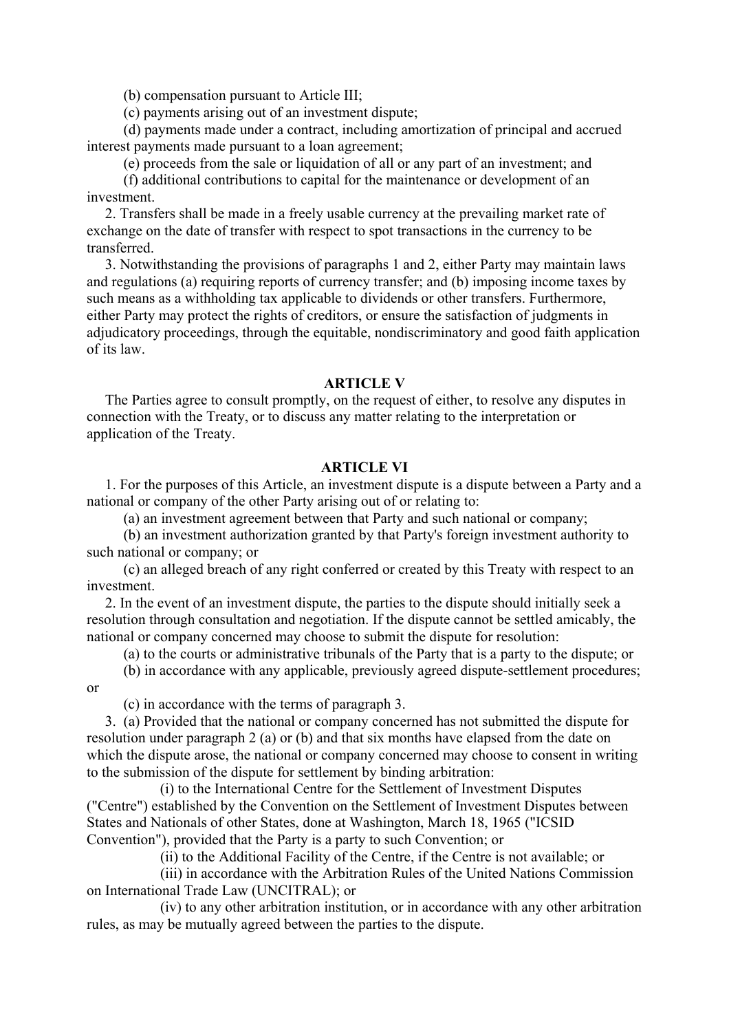(b) compensation pursuant to Article III;

(c) payments arising out of an investment dispute;

(d) payments made under a contract, including amortization of principal and accrued interest payments made pursuant to a loan agreement;

(e) proceeds from the sale or liquidation of all or any part of an investment; and

(f) additional contributions to capital for the maintenance or development of an investment.

2. Transfers shall be made in a freely usable currency at the prevailing market rate of exchange on the date of transfer with respect to spot transactions in the currency to be transferred.

3. Notwithstanding the provisions of paragraphs 1 and 2, either Party may maintain laws and regulations (a) requiring reports of currency transfer; and (b) imposing income taxes by such means as a withholding tax applicable to dividends or other transfers. Furthermore, either Party may protect the rights of creditors, or ensure the satisfaction of judgments in adjudicatory proceedings, through the equitable, nondiscriminatory and good faith application of its law.

**ARTICLE V**

The Parties agree to consult promptly, on the request of either, to resolve any disputes in connection with the Treaty, or to discuss any matter relating to the interpretation or application of the Treaty.

**ARTICLE VI**

1. For the purposes of this Article, an investment dispute is a dispute between a Party and a national or company of the other Party arising out of or relating to:

(a) an investment agreement between that Party and such national or company;

(b) an investment authorization granted by that Party's foreign investment authority to such national or company; or

(c) an alleged breach of any right conferred or created by this Treaty with respect to an investment.

2. In the event of an investment dispute, the parties to the dispute should initially seek a resolution through consultation and negotiation. If the dispute cannot be settled amicably, the national or company concerned may choose to submit the dispute for resolution:

(a) to the courts or administrative tribunals of the Party that is a party to the dispute; or

(b) in accordance with any applicable, previously agreed dispute-settlement procedures; or

(c) in accordance with the terms of paragraph 3.

3. (a) Provided that the national or company concerned has not submitted the dispute for resolution under paragraph 2 (a) or (b) and that six months have elapsed from the date on which the dispute arose, the national or company concerned may choose to consent in writing to the submission of the dispute for settlement by binding arbitration:

(i) to the International Centre for the Settlement of Investment Disputes ("Centre") established by the Convention on the Settlement of Investment Disputes between States and Nationals of other States, done at Washington, March 18, 1965 ("ICSID Convention"), provided that the Party is a party to such Convention; or

(ii) to the Additional Facility of the Centre, if the Centre is not available; or

(iii) in accordance with the Arbitration Rules of the United Nations Commission on International Trade Law (UNCITRAL); or

(iv) to any other arbitration institution, or in accordance with any other arbitration rules, as may be mutually agreed between the parties to the dispute.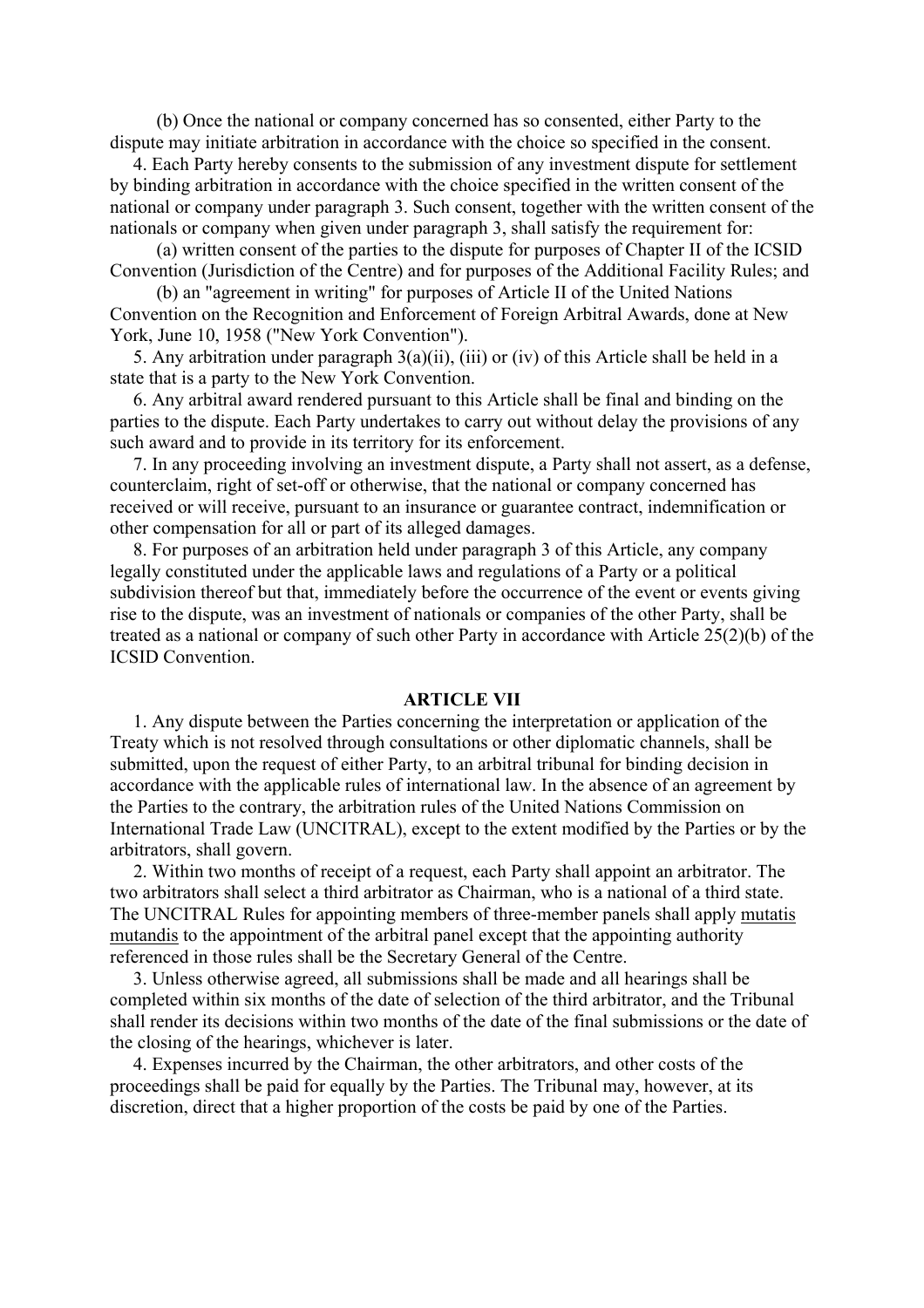(b) Once the national or company concerned has so consented, either Party to the dispute may initiate arbitration in accordance with the choice so specified in the consent.

4. Each Party hereby consents to the submission of any investment dispute for settlement by binding arbitration in accordance with the choice specified in the written consent of the national or company under paragraph 3. Such consent, together with the written consent of the nationals or company when given under paragraph 3, shall satisfy the requirement for:

(a) written consent of the parties to the dispute for purposes of Chapter II of the ICSID Convention (Jurisdiction of the Centre) and for purposes of the Additional Facility Rules; and

(b) an "agreement in writing" for purposes of Article II of the United Nations Convention on the Recognition and Enforcement of Foreign Arbitral Awards, done at New York, June 10, 1958 ("New York Convention").

5. Any arbitration under paragraph 3(a)(ii), (iii) or (iv) of this Article shall be held in a state that is a party to the New York Convention.

6. Any arbitral award rendered pursuant to this Article shall be final and binding on the parties to the dispute. Each Party undertakes to carry out without delay the provisions of any such award and to provide in its territory for its enforcement.

7. In any proceeding involving an investment dispute, a Party shall not assert, as a defense, counterclaim, right of set-off or otherwise, that the national or company concerned has received or will receive, pursuant to an insurance or guarantee contract, indemnification or other compensation for all or part of its alleged damages.

8. For purposes of an arbitration held under paragraph 3 of this Article, any company legally constituted under the applicable laws and regulations of a Party or a political subdivision thereof but that, immediately before the occurrence of the event or events giving rise to the dispute, was an investment of nationals or companies of the other Party, shall be treated as a national or company of such other Party in accordance with Article 25(2)(b) of the ICSID Convention.

## ARTICLE VII

1. Any dispute between the Parties concerning the interpretation or application of the Treaty which is not resolved through consultations or other diplomatic channels, shall be submitted, upon the request of either Party, to an arbitral tribunal for binding decision in accordance with the applicable rules of international law. In the absence of an agreement by the Parties to the contrary, the arbitration rules of the United Nations Commission on International Trade Law (UNCITRAL), except to the extent modified by the Parties or by the arbitrators, shall govern.

2. Within two months of receipt of a request, each Party shall appoint an arbitrator. The two arbitrators shall select a third arbitrator as Chairman, who is a national of a third state. The UNCITRAL Rules for appointing members of three-member panels shall apply mutatis mutandis to the appointment of the arbitral panel except that the appointing authority referenced in those rules shall be the Secretary General of the Centre.

3. Unless otherwise agreed, all submissions shall be made and all hearings shall be completed within six months of the date of selection of the third arbitrator, and the Tribunal shall render its decisions within two months of the date of the final submissions or the date of the closing of the hearings, whichever is later.

4. Expenses incurred by the Chairman, the other arbitrators, and other costs of the proceedings shall be paid for equally by the Parties. The Tribunal may, however, at its discretion, direct that a higher proportion of the costs be paid by one of the Parties.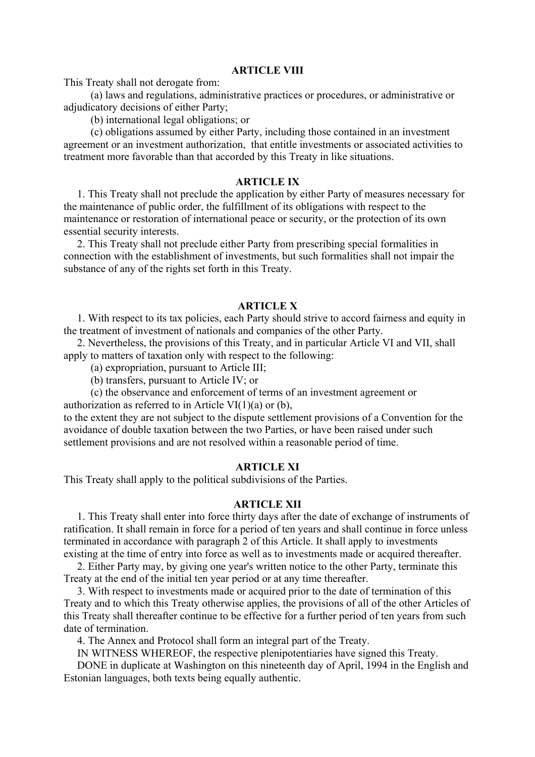## ARTICLE VIII

This Treaty shall not derogate from:

(a) laws and regulations, administrative practices or procedures, or administrative or adjudicatory decisions of either Party;

(b) international legal obligations; or

(c) obligations assumed by either Party, including those contained in an investment agreement or an investment authorization, that entitle investments or associated activities to treatment more favorable than that accorded by this Treaty in like situations.

## ARTICLE IX

1. This Treaty shall not preclude the application by either Party of measures necessary for the maintenance of public order, the fulfillment of its obligations with respect to the maintenance or restoration of international peace or security, or the protection of its own essential security interests.

2. This Treaty shall not preclude either Party from prescribing special formalities in connection with the establishment of investments, but such formalities shall not impair the substance of any of the rights set forth in this Treaty.

## ARTICLE X

1. With respect to its tax policies, each Party should strive to accord fairness and equity in the treatment of investment of nationals and companies of the other Party.

2. Nevertheless, the provisions of this Treaty, and in particular Article VI and VII, shall apply to matters of taxation only with respect to the following:

(a) expropriation, pursuant to Article III;

(b) transfers, pursuant to Article IV; or

(c) the observance and enforcement of terms of an investment agreement or authorization as referred to in Article VI(1)(a) or (b),

to the extent they are not subject to the dispute settlement provisions of a Convention for the avoidance of double taxation between the two Parties, or have been raised under such settlement provisions and are not resolved within a reasonable period of time.

## ARTICLE XI

This Treaty shall apply to the political subdivisions of the Parties.

## ARTICLE XII

1. This Treaty shall enter into force thirty days after the date of exchange of instruments of ratification. It shall remain in force for a period of ten years and shall continue in force unless terminated in accordance with paragraph 2 of this Article. It shall apply to investments existing at the time of entry into force as well as to investments made or acquired thereafter.

2. Either Party may, by giving one year's written notice to the other Party, terminate this Treaty at the end of the initial ten year period or at any time thereafter.

3. With respect to investments made or acquired prior to the date of termination of this Treaty and to which this Treaty otherwise applies, the provisions of all of the other Articles of this Treaty shall thereafter continue to be effective for a further period of ten years from such date of termination.

4. The Annex and Protocol shall form an integral part of the Treaty.

IN WITNESS WHEREOF, the respective plenipotentiaries have signed this Treaty.

DONE in duplicate at Washington on this nineteenth day of April, 1994 in the English and Estonian languages, both texts being equally authentic.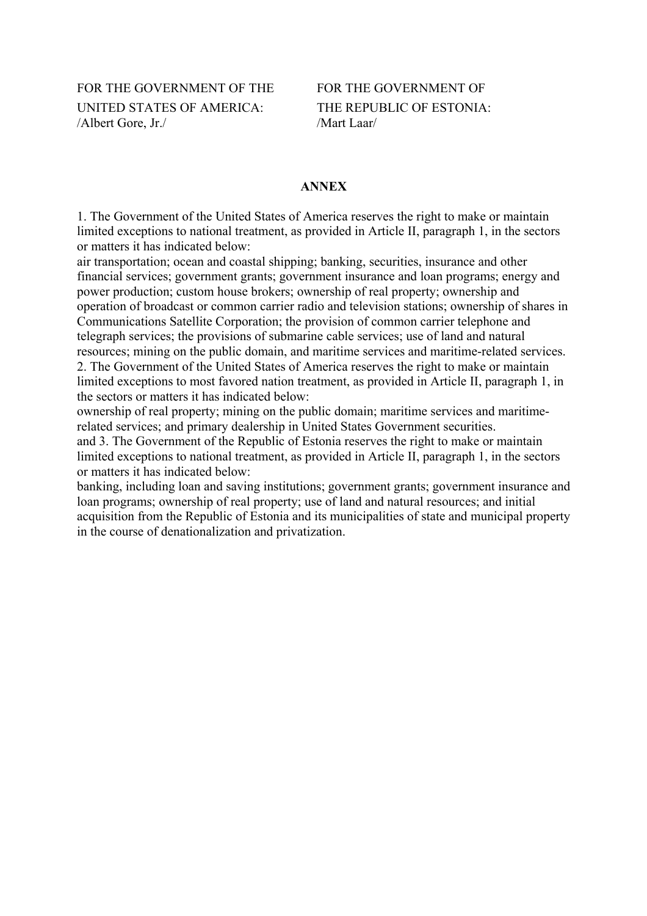FOR THE GOVERNMENT OF THE UNITED STATES OF AMERICA:
/Albert Gore, Jr./

FOR THE GOVERNMENT OF THE REPUBLIC OF ESTONIA:
/Mart Laar/

**ANNEX**

1. The Government of the United States of America reserves the right to make or maintain limited exceptions to national treatment, as provided in Article II, paragraph 1, in the sectors or matters it has indicated below:
air transportation; ocean and coastal shipping; banking, securities, insurance and other financial services; government grants; government insurance and loan programs; energy and power production; custom house brokers; ownership of real property; ownership and operation of broadcast or common carrier radio and television stations; ownership of shares in Communications Satellite Corporation; the provision of common carrier telephone and telegraph services; the provisions of submarine cable services; use of land and natural resources; mining on the public domain, and maritime services and maritime-related services.
2. The Government of the United States of America reserves the right to make or maintain limited exceptions to most favored nation treatment, as provided in Article II, paragraph 1, in the sectors or matters it has indicated below:
ownership of real property; mining on the public domain; maritime services and maritime-related services; and primary dealership in United States Government securities.
and 3. The Government of the Republic of Estonia reserves the right to make or maintain limited exceptions to national treatment, as provided in Article II, paragraph 1, in the sectors or matters it has indicated below:
banking, including loan and saving institutions; government grants; government insurance and loan programs; ownership of real property; use of land and natural resources; and initial acquisition from the Republic of Estonia and its municipalities of state and municipal property in the course of denationalization and privatization.